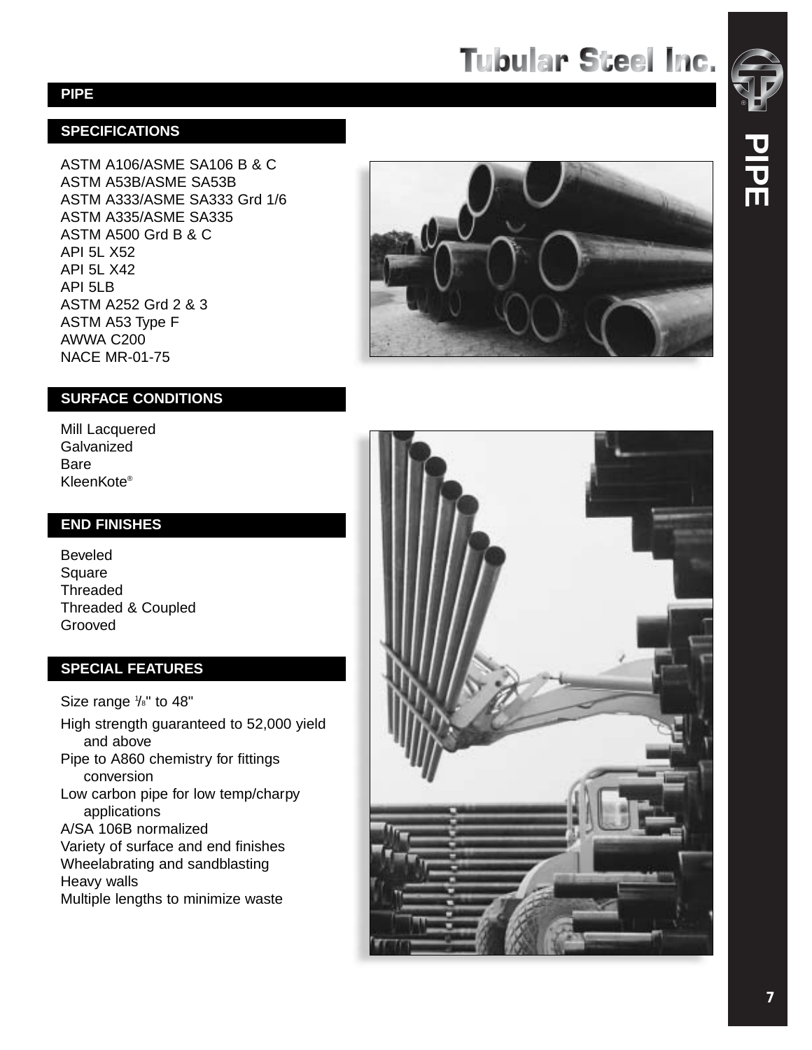# PIPE

## SPECIFICATIONS

ASTM A106/ASME SA106 B & C
ASTM A53B/ASME SA53B
ASTM A333/ASME SA333 Grd 1/6
ASTM A335/ASME SA335
ASTM A500 Grd B & C
API 5L X52
API 5L X42
API 5LB
ASTM A252 Grd 2 & 3
ASTM A53 Type F
AWWA C200
NACE MR-01-75

## SURFACE CONDITIONS

Mill Lacquered
Galvanized
Bare
KleenKote®

## END FINISHES

Beveled
Square
Threaded
Threaded & Coupled
Grooved

## SPECIAL FEATURES

Size range 1/8" to 48"

High strength guaranteed to 52,000 yield and above

Pipe to A860 chemistry for fittings conversion

Low carbon pipe for low temp/charpy applications

A/SA 106B normalized

Variety of surface and end finishes

Wheelabrating and sandblasting

Heavy walls

Multiple lengths to minimize waste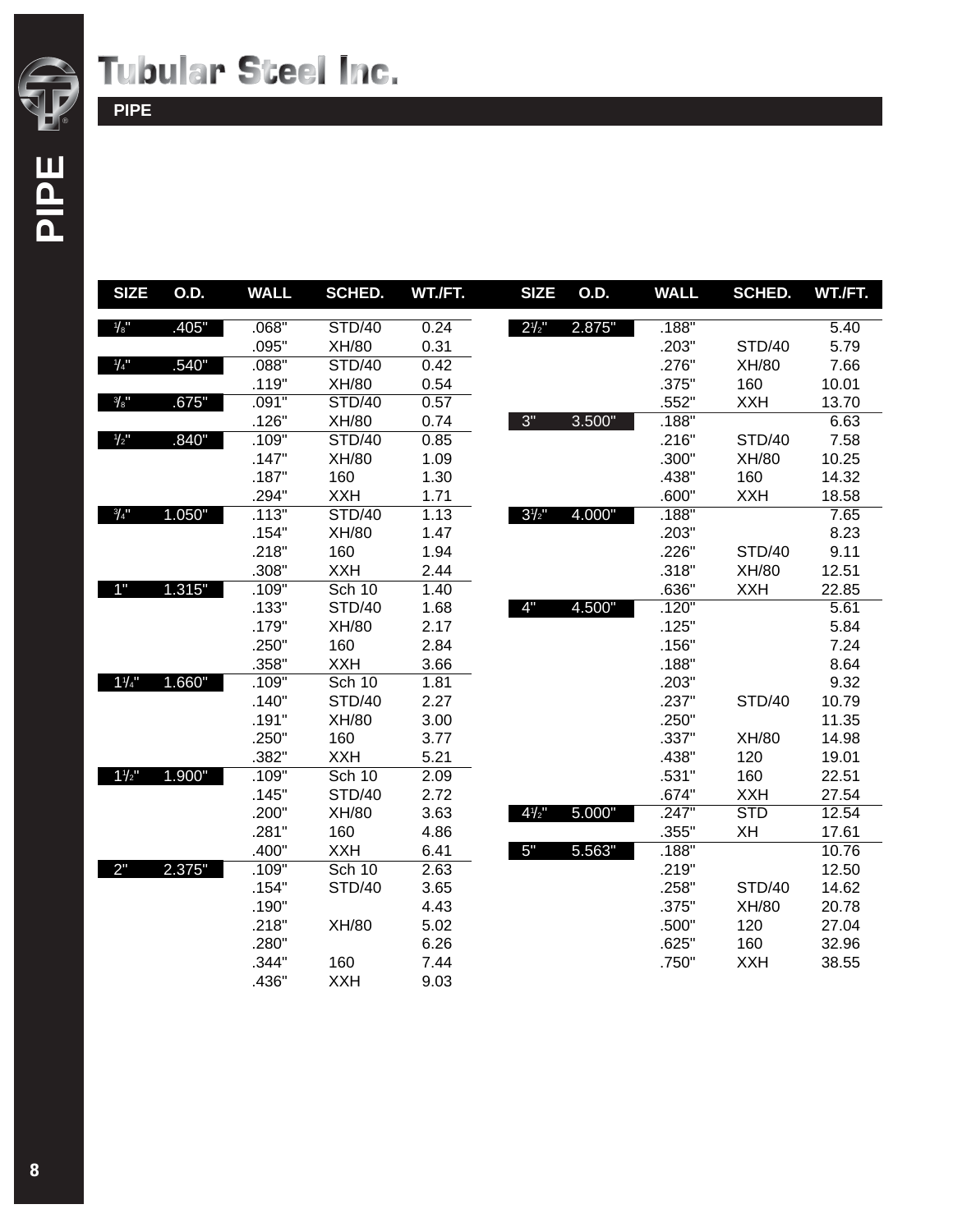# Tubular Steel Inc.

## PIPE

| SIZE | O.D. | WALL | SCHED. | WT./FT. |
|---|---|---|---|---|
| 1/8" | .405" | .068" | STD/40 | 0.24 |
| | | .095" | XH/80 | 0.31 |
| 1/4" | .540" | .088" | STD/40 | 0.42 |
| | | .119" | XH/80 | 0.54 |
| 3/8" | .675" | .091" | STD/40 | 0.57 |
| | | .126" | XH/80 | 0.74 |
| 1/2" | .840" | .109" | STD/40 | 0.85 |
| | | .147" | XH/80 | 1.09 |
| | | .187" | 160 | 1.30 |
| | | .294" | XXH | 1.71 |
| 3/4" | 1.050" | .113" | STD/40 | 1.13 |
| | | .154" | XH/80 | 1.47 |
| | | .218" | 160 | 1.94 |
| | | .308" | XXH | 2.44 |
| 1" | 1.315" | .109" | Sch 10 | 1.40 |
| | | .133" | STD/40 | 1.68 |
| | | .179" | XH/80 | 2.17 |
| | | .250" | 160 | 2.84 |
| | | .358" | XXH | 3.66 |
| 1 1/4" | 1.660" | .109" | Sch 10 | 1.81 |
| | | .140" | STD/40 | 2.27 |
| | | .191" | XH/80 | 3.00 |
| | | .250" | 160 | 3.77 |
| | | .382" | XXH | 5.21 |
| 1 1/2" | 1.900" | .109" | Sch 10 | 2.09 |
| | | .145" | STD/40 | 2.72 |
| | | .200" | XH/80 | 3.63 |
| | | .281" | 160 | 4.86 |
| | | .400" | XXH | 6.41 |
| 2" | 2.375" | .109" | Sch 10 | 2.63 |
| | | .154" | STD/40 | 3.65 |
| | | .190" | | 4.43 |
| | | .218" | XH/80 | 5.02 |
| | | .280" | | 6.26 |
| | | .344" | 160 | 7.44 |
| | | .436" | XXH | 9.03 |
| 2 1/2" | 2.875" | .188" | | 5.40 |
| | | .203" | STD/40 | 5.79 |
| | | .276" | XH/80 | 7.66 |
| | | .375" | 160 | 10.01 |
| | | .552" | XXH | 13.70 |
| 3" | 3.500" | .188" | | 6.63 |
| | | .216" | STD/40 | 7.58 |
| | | .300" | XH/80 | 10.25 |
| | | .438" | 160 | 14.32 |
| | | .600" | XXH | 18.58 |
| 3 1/2" | 4.000" | .188" | | 7.65 |
| | | .203" | | 8.23 |
| | | .226" | STD/40 | 9.11 |
| | | .318" | XH/80 | 12.51 |
| | | .636" | XXH | 22.85 |
| 4" | 4.500" | .120" | | 5.61 |
| | | .125" | | 5.84 |
| | | .156" | | 7.24 |
| | | .188" | | 8.64 |
| | | .203" | | 9.32 |
| | | .237" | STD/40 | 10.79 |
| | | .250" | | 11.35 |
| | | .337" | XH/80 | 14.98 |
| | | .438" | 120 | 19.01 |
| | | .531" | 160 | 22.51 |
| | | .674" | XXH | 27.54 |
| 4 1/2" | 5.000" | .247" | STD | 12.54 |
| | | .355" | XH | 17.61 |
| 5" | 5.563" | .188" | | 10.76 |
| | | .219" | | 12.50 |
| | | .258" | STD/40 | 14.62 |
| | | .375" | XH/80 | 20.78 |
| | | .500" | 120 | 27.04 |
| | | .625" | 160 | 32.96 |
| | | .750" | XXH | 38.55 |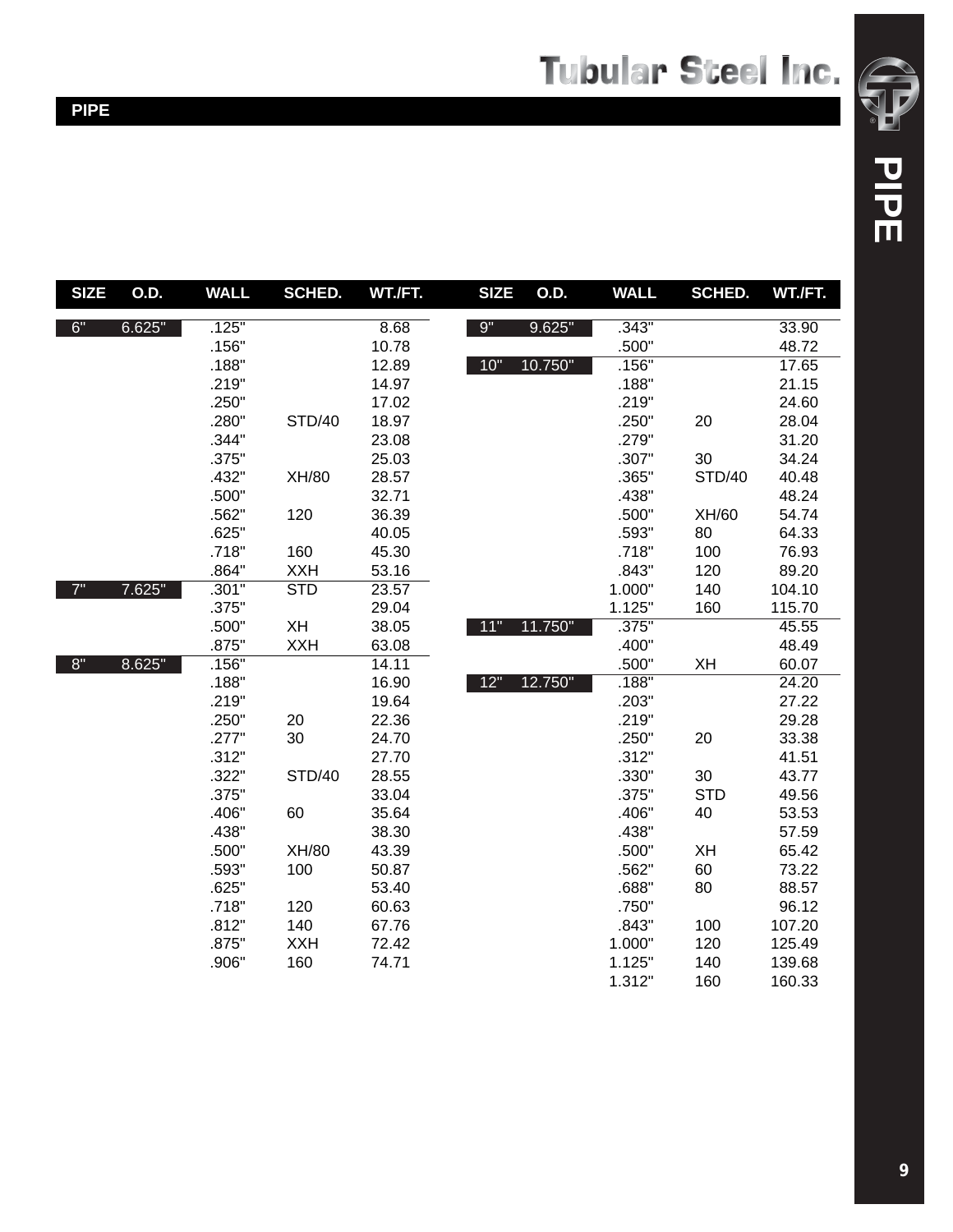## PIPE

| SIZE | O.D. | WALL | SCHED. | WT./FT. |
|---|---|---|---|---|
| 6" | 6.625" | .125" | | 8.68 |
| | | .156" | | 10.78 |
| | | .188" | | 12.89 |
| | | .219" | | 14.97 |
| | | .250" | | 17.02 |
| | | .280" | STD/40 | 18.97 |
| | | .344" | | 23.08 |
| | | .375" | | 25.03 |
| | | .432" | XH/80 | 28.57 |
| | | .500" | | 32.71 |
| | | .562" | 120 | 36.39 |
| | | .625" | | 40.05 |
| | | .718" | 160 | 45.30 |
| | | .864" | XXH | 53.16 |
| 7" | 7.625" | .301" | STD | 23.57 |
| | | .375" | | 29.04 |
| | | .500" | XH | 38.05 |
| | | .875" | XXH | 63.08 |
| 8" | 8.625" | .156" | | 14.11 |
| | | .188" | | 16.90 |
| | | .219" | | 19.64 |
| | | .250" | 20 | 22.36 |
| | | .277" | 30 | 24.70 |
| | | .312" | | 27.70 |
| | | .322" | STD/40 | 28.55 |
| | | .375" | | 33.04 |
| | | .406" | 60 | 35.64 |
| | | .438" | | 38.30 |
| | | .500" | XH/80 | 43.39 |
| | | .593" | 100 | 50.87 |
| | | .625" | | 53.40 |
| | | .718" | 120 | 60.63 |
| | | .812" | 140 | 67.76 |
| | | .875" | XXH | 72.42 |
| | | .906" | 160 | 74.71 |
| 9" | 9.625" | .343" | | 33.90 |
| | | .500" | | 48.72 |
| 10" | 10.750" | .156" | | 17.65 |
| | | .188" | | 21.15 |
| | | .219" | | 24.60 |
| | | .250" | 20 | 28.04 |
| | | .279" | | 31.20 |
| | | .307" | 30 | 34.24 |
| | | .365" | STD/40 | 40.48 |
| | | .438" | | 48.24 |
| | | .500" | XH/60 | 54.74 |
| | | .593" | 80 | 64.33 |
| | | .718" | 100 | 76.93 |
| | | .843" | 120 | 89.20 |
| | | 1.000" | 140 | 104.10 |
| | | 1.125" | 160 | 115.70 |
| 11" | 11.750" | .375" | | 45.55 |
| | | .400" | | 48.49 |
| | | .500" | XH | 60.07 |
| 12" | 12.750" | .188" | | 24.20 |
| | | .203" | | 27.22 |
| | | .219" | | 29.28 |
| | | .250" | 20 | 33.38 |
| | | .312" | | 41.51 |
| | | .330" | 30 | 43.77 |
| | | .375" | STD | 49.56 |
| | | .406" | 40 | 53.53 |
| | | .438" | | 57.59 |
| | | .500" | XH | 65.42 |
| | | .562" | 60 | 73.22 |
| | | .688" | 80 | 88.57 |
| | | .750" | | 96.12 |
| | | .843" | 100 | 107.20 |
| | | 1.000" | 120 | 125.49 |
| | | 1.125" | 140 | 139.68 |
| | | 1.312" | 160 | 160.33 |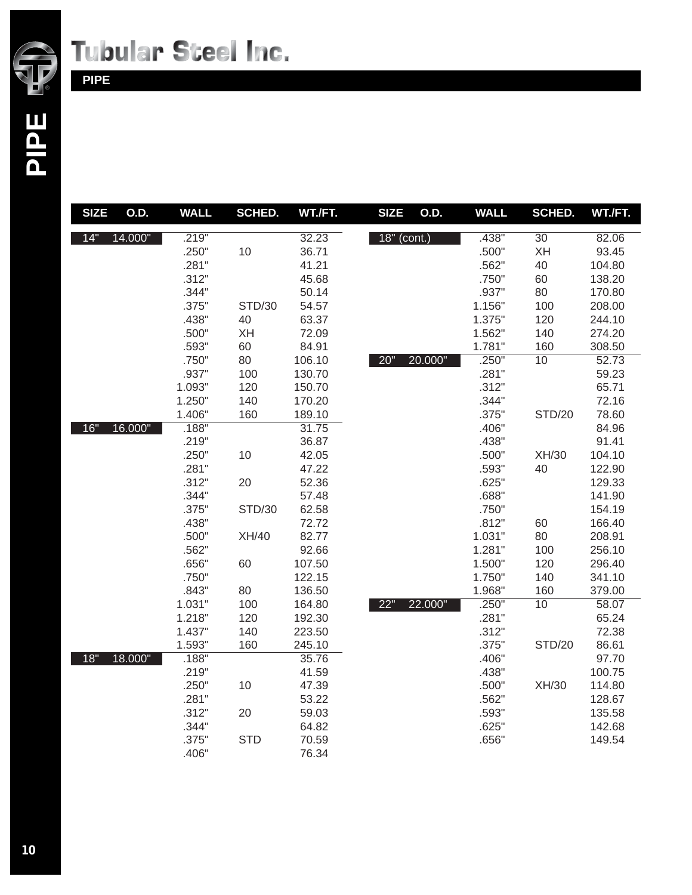# Tubular Steel Inc.

## PIPE

| SIZE | O.D. | WALL | SCHED. | WT./FT. |
|---|---|---|---|---|
| 14" | 14.000" | .219" | | 32.23 |
| | | .250" | 10 | 36.71 |
| | | .281" | | 41.21 |
| | | .312" | | 45.68 |
| | | .344" | | 50.14 |
| | | .375" | STD/30 | 54.57 |
| | | .438" | 40 | 63.37 |
| | | .500" | XH | 72.09 |
| | | .593" | 60 | 84.91 |
| | | .750" | 80 | 106.10 |
| | | .937" | 100 | 130.70 |
| | | 1.093" | 120 | 150.70 |
| | | 1.250" | 140 | 170.20 |
| | | 1.406" | 160 | 189.10 |
| 16" | 16.000" | .188" | | 31.75 |
| | | .219" | | 36.87 |
| | | .250" | 10 | 42.05 |
| | | .281" | | 47.22 |
| | | .312" | 20 | 52.36 |
| | | .344" | | 57.48 |
| | | .375" | STD/30 | 62.58 |
| | | .438" | | 72.72 |
| | | .500" | XH/40 | 82.77 |
| | | .562" | | 92.66 |
| | | .656" | 60 | 107.50 |
| | | .750" | | 122.15 |
| | | .843" | 80 | 136.50 |
| | | 1.031" | 100 | 164.80 |
| | | 1.218" | 120 | 192.30 |
| | | 1.437" | 140 | 223.50 |
| | | 1.593" | 160 | 245.10 |
| 18" | 18.000" | .188" | | 35.76 |
| | | .219" | | 41.59 |
| | | .250" | 10 | 47.39 |
| | | .281" | | 53.22 |
| | | .312" | 20 | 59.03 |
| | | .344" | | 64.82 |
| | | .375" | STD | 70.59 |
| | | .406" | | 76.34 |
| 18" (cont.) | | .438" | 30 | 82.06 |
| | | .500" | XH | 93.45 |
| | | .562" | 40 | 104.80 |
| | | .750" | 60 | 138.20 |
| | | .937" | 80 | 170.80 |
| | | 1.156" | 100 | 208.00 |
| | | 1.375" | 120 | 244.10 |
| | | 1.562" | 140 | 274.20 |
| | | 1.781" | 160 | 308.50 |
| 20" | 20.000" | .250" | 10 | 52.73 |
| | | .281" | | 59.23 |
| | | .312" | | 65.71 |
| | | .344" | | 72.16 |
| | | .375" | STD/20 | 78.60 |
| | | .406" | | 84.96 |
| | | .438" | | 91.41 |
| | | .500" | XH/30 | 104.10 |
| | | .593" | 40 | 122.90 |
| | | .625" | | 129.33 |
| | | .688" | | 141.90 |
| | | .750" | | 154.19 |
| | | .812" | 60 | 166.40 |
| | | 1.031" | 80 | 208.91 |
| | | 1.281" | 100 | 256.10 |
| | | 1.500" | 120 | 296.40 |
| | | 1.750" | 140 | 341.10 |
| | | 1.968" | 160 | 379.00 |
| 22" | 22.000" | .250" | 10 | 58.07 |
| | | .281" | | 65.24 |
| | | .312" | | 72.38 |
| | | .375" | STD/20 | 86.61 |
| | | .406" | | 97.70 |
| | | .438" | | 100.75 |
| | | .500" | XH/30 | 114.80 |
| | | .562" | | 128.67 |
| | | .593" | | 135.58 |
| | | .625" | | 142.68 |
| | | .656" | | 149.54 |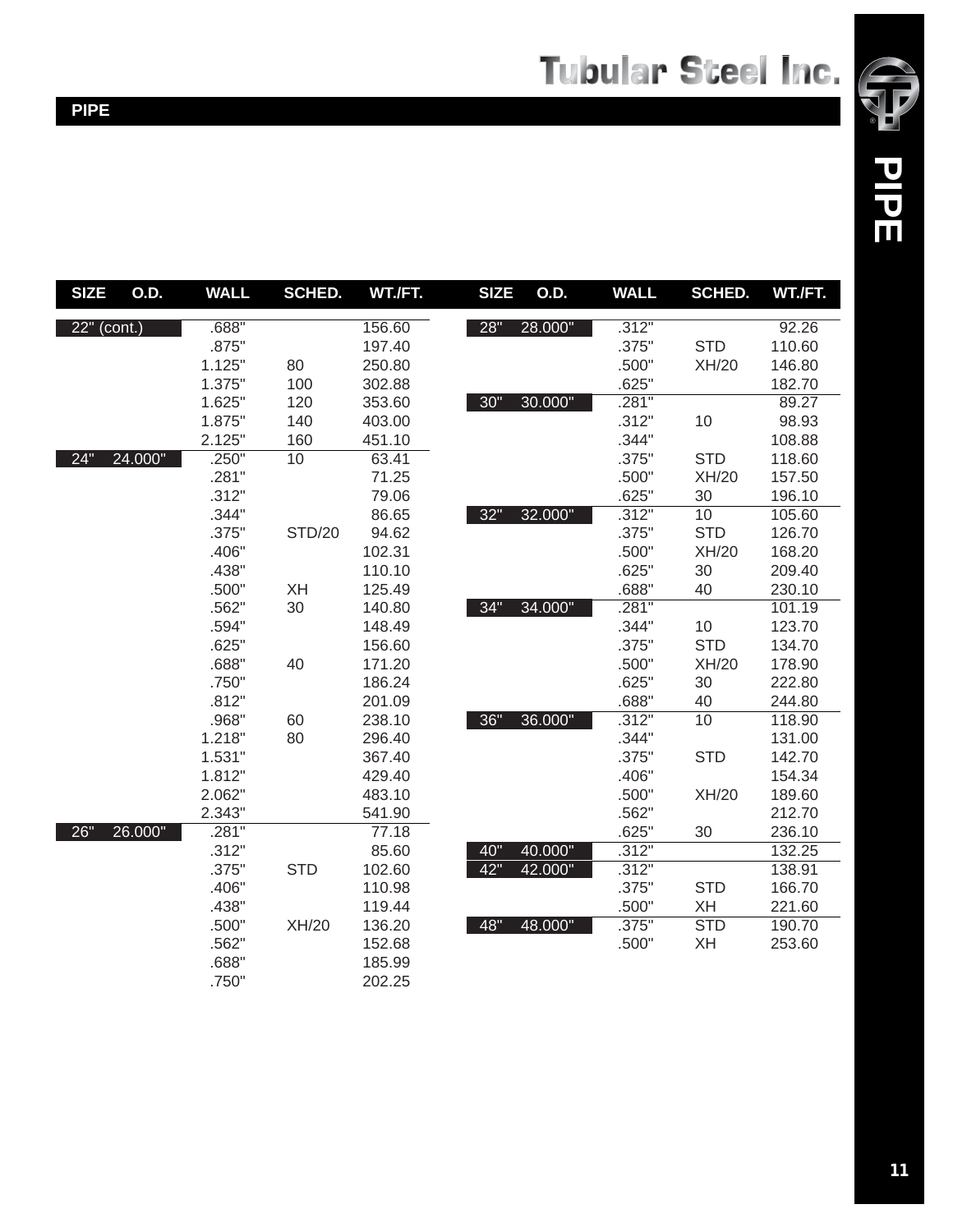# PIPE

| SIZE | O.D. | WALL | SCHED. | WT./FT. |
| --- | --- | --- | --- | --- |
| 22" (cont.) | | .688" | | 156.60 |
| | | .875" | | 197.40 |
| | | 1.125" | 80 | 250.80 |
| | | 1.375" | 100 | 302.88 |
| | | 1.625" | 120 | 353.60 |
| | | 1.875" | 140 | 403.00 |
| | | 2.125" | 160 | 451.10 |
| 24" | 24.000" | .250" | 10 | 63.41 |
| | | .281" | | 71.25 |
| | | .312" | | 79.06 |
| | | .344" | | 86.65 |
| | | .375" | STD/20 | 94.62 |
| | | .406" | | 102.31 |
| | | .438" | | 110.10 |
| | | .500" | XH | 125.49 |
| | | .562" | 30 | 140.80 |
| | | .594" | | 148.49 |
| | | .625" | | 156.60 |
| | | .688" | 40 | 171.20 |
| | | .750" | | 186.24 |
| | | .812" | | 201.09 |
| | | .968" | 60 | 238.10 |
| | | 1.218" | 80 | 296.40 |
| | | 1.531" | | 367.40 |
| | | 1.812" | | 429.40 |
| | | 2.062" | | 483.10 |
| | | 2.343" | | 541.90 |
| 26" | 26.000" | .281" | | 77.18 |
| | | .312" | | 85.60 |
| | | .375" | STD | 102.60 |
| | | .406" | | 110.98 |
| | | .438" | | 119.44 |
| | | .500" | XH/20 | 136.20 |
| | | .562" | | 152.68 |
| | | .688" | | 185.99 |
| | | .750" | | 202.25 |
| 28" | 28.000" | .312" | | 92.26 |
| | | .375" | STD | 110.60 |
| | | .500" | XH/20 | 146.80 |
| | | .625" | | 182.70 |
| 30" | 30.000" | .281" | | 89.27 |
| | | .312" | 10 | 98.93 |
| | | .344" | | 108.88 |
| | | .375" | STD | 118.60 |
| | | .500" | XH/20 | 157.50 |
| | | .625" | 30 | 196.10 |
| 32" | 32.000" | .312" | 10 | 105.60 |
| | | .375" | STD | 126.70 |
| | | .500" | XH/20 | 168.20 |
| | | .625" | 30 | 209.40 |
| | | .688" | 40 | 230.10 |
| 34" | 34.000" | .281" | | 101.19 |
| | | .344" | 10 | 123.70 |
| | | .375" | STD | 134.70 |
| | | .500" | XH/20 | 178.90 |
| | | .625" | 30 | 222.80 |
| | | .688" | 40 | 244.80 |
| 36" | 36.000" | .312" | 10 | 118.90 |
| | | .344" | | 131.00 |
| | | .375" | STD | 142.70 |
| | | .406" | | 154.34 |
| | | .500" | XH/20 | 189.60 |
| | | .562" | | 212.70 |
| | | .625" | 30 | 236.10 |
| 40" | 40.000" | .312" | | 132.25 |
| 42" | 42.000" | .312" | | 138.91 |
| | | .375" | STD | 166.70 |
| | | .500" | XH | 221.60 |
| 48" | 48.000" | .375" | STD | 190.70 |
| | | .500" | XH | 253.60 |